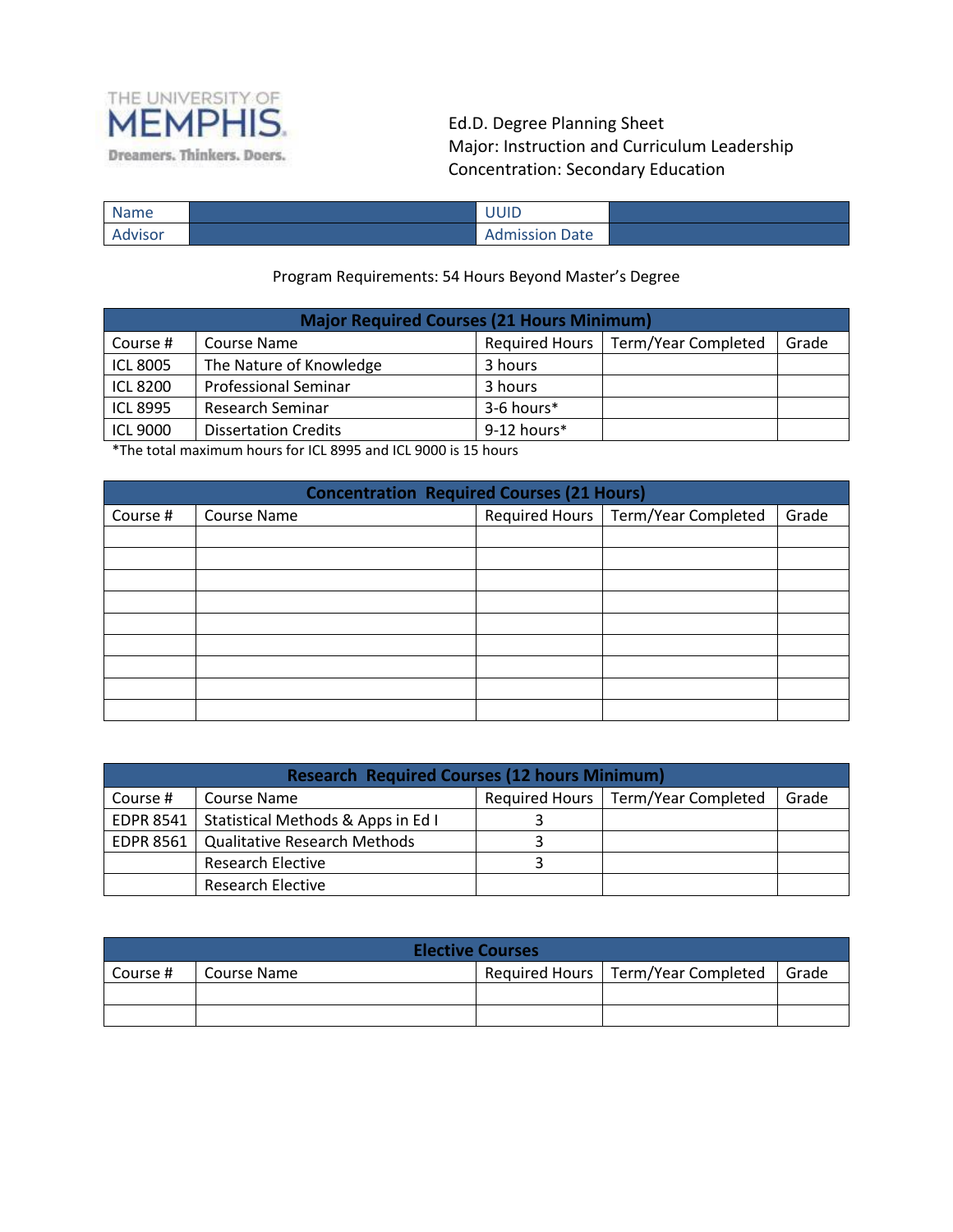THE UNIVERSITY OF MEMPHIS

Dreamers. Thinkers. Doers.

Ed.D. Degree Planning Sheet
Major: Instruction and Curriculum Leadership
Concentration: Secondary Education

| Name | | UUID | |
|---|---|---|---|
| Advisor | | Admission Date | |

Program Requirements: 54 Hours Beyond Master's Degree

| Major Required Courses (21 Hours Minimum) | | | | |
|---|---|---|---|---|
| Course # | Course Name | Required Hours | Term/Year Completed | Grade |
| ICL 8005 | The Nature of Knowledge | 3 hours | | |
| ICL 8200 | Professional Seminar | 3 hours | | |
| ICL 8995 | Research Seminar | 3-6 hours* | | |
| ICL 9000 | Dissertation Credits | 9-12 hours* | | |

*The total maximum hours for ICL 8995 and ICL 9000 is 15 hours

| Concentration Required Courses (21 Hours) | | | | |
|---|---|---|---|---|
| Course # | Course Name | Required Hours | Term/Year Completed | Grade |
| | | | | |
| | | | | |
| | | | | |
| | | | | |
| | | | | |
| | | | | |
| | | | | |
| | | | | |
| | | | | |

| Research Required Courses (12 hours Minimum) | | | | |
|---|---|---|---|---|
| Course # | Course Name | Required Hours | Term/Year Completed | Grade |
| EDPR 8541 | Statistical Methods & Apps in Ed I | 3 | | |
| EDPR 8561 | Qualitative Research Methods | 3 | | |
| | Research Elective | 3 | | |
| | Research Elective | | | |

| Elective Courses | | | | |
|---|---|---|---|---|
| Course # | Course Name | Required Hours | Term/Year Completed | Grade |
| | | | | |
| | | | | |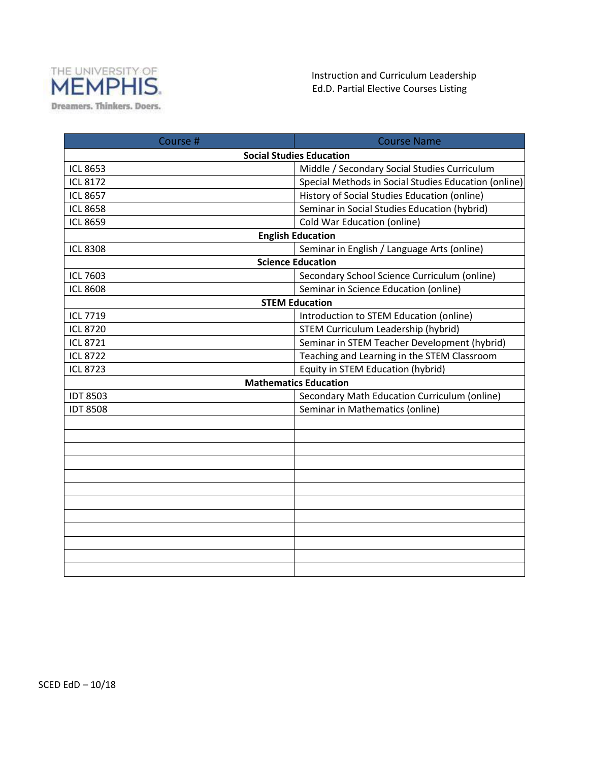THE UNIVERSITY OF MEMPHIS. Dreamers. Thinkers. Doers.

Instruction and Curriculum Leadership
Ed.D. Partial Elective Courses Listing

| Course # | Course Name |
|---|---|
| **Social Studies Education** | |
| ICL 8653 | Middle / Secondary Social Studies Curriculum |
| ICL 8172 | Special Methods in Social Studies Education (online) |
| ICL 8657 | History of Social Studies Education (online) |
| ICL 8658 | Seminar in Social Studies Education (hybrid) |
| ICL 8659 | Cold War Education (online) |
| **English Education** | |
| ICL 8308 | Seminar in English / Language Arts (online) |
| **Science Education** | |
| ICL 7603 | Secondary School Science Curriculum (online) |
| ICL 8608 | Seminar in Science Education (online) |
| **STEM Education** | |
| ICL 7719 | Introduction to STEM Education (online) |
| ICL 8720 | STEM Curriculum Leadership (hybrid) |
| ICL 8721 | Seminar in STEM Teacher Development (hybrid) |
| ICL 8722 | Teaching and Learning in the STEM Classroom |
| ICL 8723 | Equity in STEM Education (hybrid) |
| **Mathematics Education** | |
| IDT 8503 | Secondary Math Education Curriculum (online) |
| IDT 8508 | Seminar in Mathematics (online) |
| | |
| | |
| | |
| | |
| | |
| | |
| | |
| | |
| | |
| | |
| | |
| | |

SCED EdD – 10/18